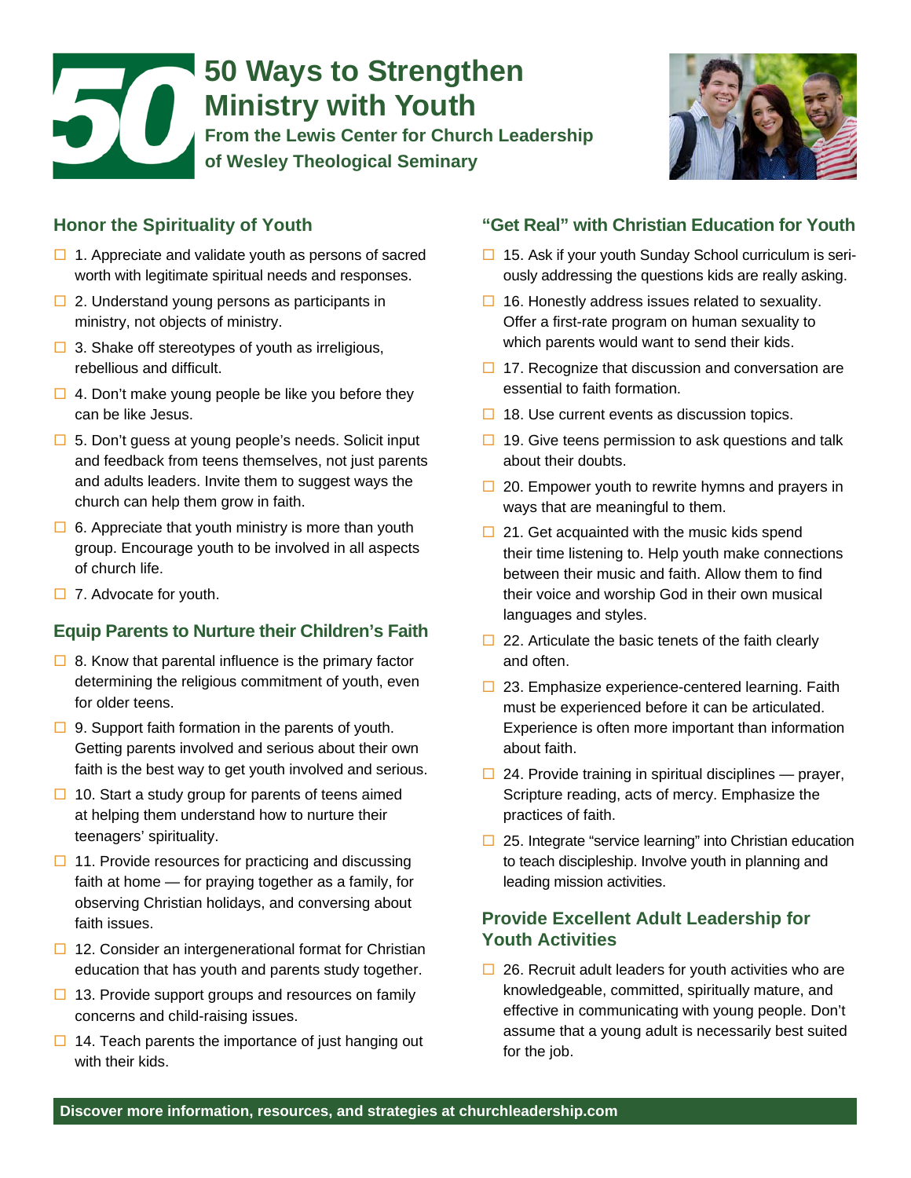# 50 Ways to Strengthen Ministry with Youth

**From the Lewis Center for Church Leadership of Wesley Theological Seminary**

## Honor the Spirituality of Youth

- ☐ 1. Appreciate and validate youth as persons of sacred worth with legitimate spiritual needs and responses.
- ☐ 2. Understand young persons as participants in ministry, not objects of ministry.
- ☐ 3. Shake off stereotypes of youth as irreligious, rebellious and difficult.
- ☐ 4. Don't make young people be like you before they can be like Jesus.
- ☐ 5. Don't guess at young people's needs. Solicit input and feedback from teens themselves, not just parents and adults leaders. Invite them to suggest ways the church can help them grow in faith.
- ☐ 6. Appreciate that youth ministry is more than youth group. Encourage youth to be involved in all aspects of church life.
- ☐ 7. Advocate for youth.

## Equip Parents to Nurture their Children's Faith

- ☐ 8. Know that parental influence is the primary factor determining the religious commitment of youth, even for older teens.
- ☐ 9. Support faith formation in the parents of youth. Getting parents involved and serious about their own faith is the best way to get youth involved and serious.
- ☐ 10. Start a study group for parents of teens aimed at helping them understand how to nurture their teenagers' spirituality.
- ☐ 11. Provide resources for practicing and discussing faith at home — for praying together as a family, for observing Christian holidays, and conversing about faith issues.
- ☐ 12. Consider an intergenerational format for Christian education that has youth and parents study together.
- ☐ 13. Provide support groups and resources on family concerns and child-raising issues.
- ☐ 14. Teach parents the importance of just hanging out with their kids.

## "Get Real" with Christian Education for Youth

- ☐ 15. Ask if your youth Sunday School curriculum is seriously addressing the questions kids are really asking.
- ☐ 16. Honestly address issues related to sexuality. Offer a first-rate program on human sexuality to which parents would want to send their kids.
- ☐ 17. Recognize that discussion and conversation are essential to faith formation.
- ☐ 18. Use current events as discussion topics.
- ☐ 19. Give teens permission to ask questions and talk about their doubts.
- ☐ 20. Empower youth to rewrite hymns and prayers in ways that are meaningful to them.
- ☐ 21. Get acquainted with the music kids spend their time listening to. Help youth make connections between their music and faith. Allow them to find their voice and worship God in their own musical languages and styles.
- ☐ 22. Articulate the basic tenets of the faith clearly and often.
- ☐ 23. Emphasize experience-centered learning. Faith must be experienced before it can be articulated. Experience is often more important than information about faith.
- ☐ 24. Provide training in spiritual disciplines — prayer, Scripture reading, acts of mercy. Emphasize the practices of faith.
- ☐ 25. Integrate "service learning" into Christian education to teach discipleship. Involve youth in planning and leading mission activities.

## Provide Excellent Adult Leadership for Youth Activities

- ☐ 26. Recruit adult leaders for youth activities who are knowledgeable, committed, spiritually mature, and effective in communicating with young people. Don't assume that a young adult is necessarily best suited for the job.

**Discover more information, resources, and strategies at churchleadership.com**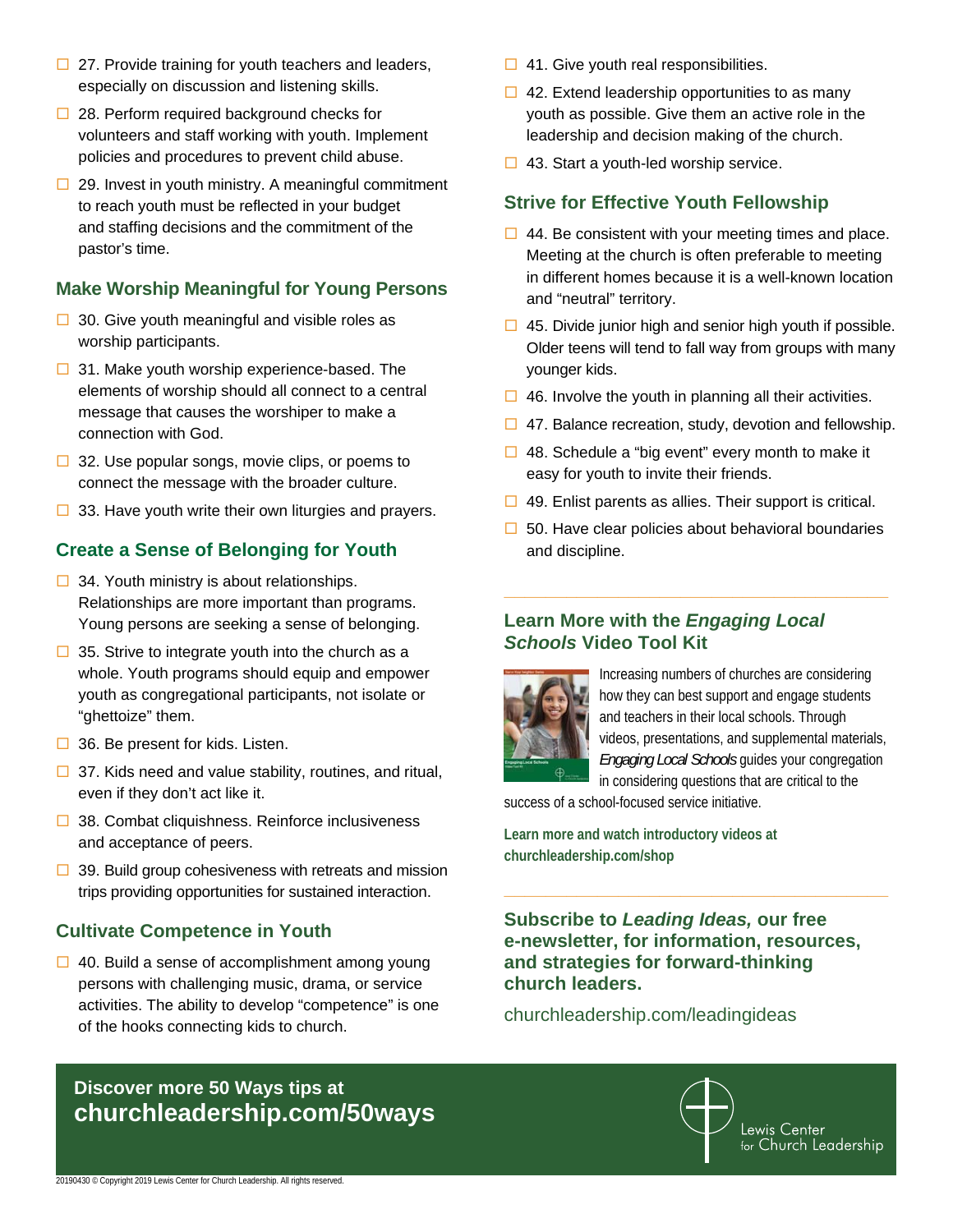- ☐ 27. Provide training for youth teachers and leaders, especially on discussion and listening skills.
- ☐ 28. Perform required background checks for volunteers and staff working with youth. Implement policies and procedures to prevent child abuse.
- ☐ 29. Invest in youth ministry. A meaningful commitment to reach youth must be reflected in your budget and staffing decisions and the commitment of the pastor's time.

## Make Worship Meaningful for Young Persons

- ☐ 30. Give youth meaningful and visible roles as worship participants.
- ☐ 31. Make youth worship experience-based. The elements of worship should all connect to a central message that causes the worshiper to make a connection with God.
- ☐ 32. Use popular songs, movie clips, or poems to connect the message with the broader culture.
- ☐ 33. Have youth write their own liturgies and prayers.

## Create a Sense of Belonging for Youth

- ☐ 34. Youth ministry is about relationships. Relationships are more important than programs. Young persons are seeking a sense of belonging.
- ☐ 35. Strive to integrate youth into the church as a whole. Youth programs should equip and empower youth as congregational participants, not isolate or "ghettoize" them.
- ☐ 36. Be present for kids. Listen.
- ☐ 37. Kids need and value stability, routines, and ritual, even if they don't act like it.
- ☐ 38. Combat cliquishness. Reinforce inclusiveness and acceptance of peers.
- ☐ 39. Build group cohesiveness with retreats and mission trips providing opportunities for sustained interaction.

## Cultivate Competence in Youth

- ☐ 40. Build a sense of accomplishment among young persons with challenging music, drama, or service activities. The ability to develop "competence" is one of the hooks connecting kids to church.
- ☐ 41. Give youth real responsibilities.
- ☐ 42. Extend leadership opportunities to as many youth as possible. Give them an active role in the leadership and decision making of the church.
- ☐ 43. Start a youth-led worship service.

## Strive for Effective Youth Fellowship

- ☐ 44. Be consistent with your meeting times and place. Meeting at the church is often preferable to meeting in different homes because it is a well-known location and "neutral" territory.
- ☐ 45. Divide junior high and senior high youth if possible. Older teens will tend to fall way from groups with many younger kids.
- ☐ 46. Involve the youth in planning all their activities.
- ☐ 47. Balance recreation, study, devotion and fellowship.
- ☐ 48. Schedule a "big event" every month to make it easy for youth to invite their friends.
- ☐ 49. Enlist parents as allies. Their support is critical.
- ☐ 50. Have clear policies about behavioral boundaries and discipline.

---

## Learn More with the *Engaging Local Schools* Video Tool Kit

Increasing numbers of churches are considering how they can best support and engage students and teachers in their local schools. Through videos, presentations, and supplemental materials, *Engaging Local Schools* guides your congregation in considering questions that are critical to the success of a school-focused service initiative.

**Learn more and watch introductory videos at churchleadership.com/shop**

---

## Subscribe to *Leading Ideas,* our free e-newsletter, for information, resources, and strategies for forward-thinking church leaders.

churchleadership.com/leadingideas

**Discover more 50 Ways tips at**
**churchleadership.com/50ways**

Lewis Center for Church Leadership

20190430 © Copyright 2019 Lewis Center for Church Leadership. All rights reserved.